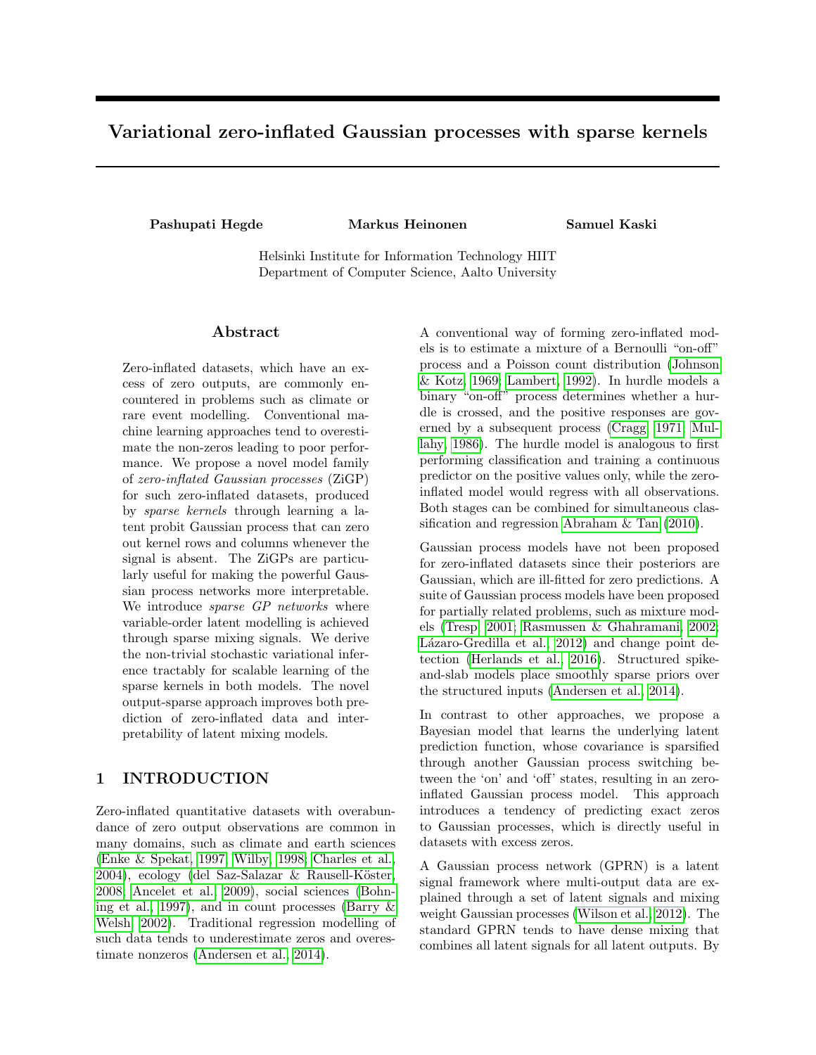# Variational zero-inflated Gaussian processes with sparse kernels

**Pashupati Hegde** **Markus Heinonen** **Samuel Kaski**

Helsinki Institute for Information Technology HIIT
Department of Computer Science, Aalto University

## Abstract

Zero-inflated datasets, which have an excess of zero outputs, are commonly encountered in problems such as climate or rare event modelling. Conventional machine learning approaches tend to overestimate the non-zeros leading to poor performance. We propose a novel model family of *zero-inflated Gaussian processes* (ZiGP) for such zero-inflated datasets, produced by *sparse kernels* through learning a latent probit Gaussian process that can zero out kernel rows and columns whenever the signal is absent. The ZiGPs are particularly useful for making the powerful Gaussian process networks more interpretable. We introduce *sparse GP networks* where variable-order latent modelling is achieved through sparse mixing signals. We derive the non-trivial stochastic variational inference tractably for scalable learning of the sparse kernels in both models. The novel output-sparse approach improves both prediction of zero-inflated data and interpretability of latent mixing models.

## 1 INTRODUCTION

Zero-inflated quantitative datasets with overabundance of zero output observations are common in many domains, such as climate and earth sciences (Enke & Spekat, 1997; Wilby, 1998; Charles et al., 2004), ecology (del Saz-Salazar & Rausell-Köster, 2008; Ancelet et al., 2009), social sciences (Bohning et al., 1997), and in count processes (Barry & Welsh, 2002). Traditional regression modelling of such data tends to underestimate zeros and overestimate nonzeros (Andersen et al., 2014).

A conventional way of forming zero-inflated models is to estimate a mixture of a Bernoulli "on-off" process and a Poisson count distribution (Johnson & Kotz, 1969; Lambert, 1992). In hurdle models a binary "on-off" process determines whether a hurdle is crossed, and the positive responses are governed by a subsequent process (Cragg, 1971; Mullahy, 1986). The hurdle model is analogous to first performing classification and training a continuous predictor on the positive values only, while the zero-inflated model would regress with all observations. Both stages can be combined for simultaneous classification and regression Abraham & Tan (2010).

Gaussian process models have not been proposed for zero-inflated datasets since their posteriors are Gaussian, which are ill-fitted for zero predictions. A suite of Gaussian process models have been proposed for partially related problems, such as mixture models (Tresp, 2001; Rasmussen & Ghahramani, 2002; Lázaro-Gredilla et al., 2012) and change point detection (Herlands et al., 2016). Structured spike-and-slab models place smoothly sparse priors over the structured inputs (Andersen et al., 2014).

In contrast to other approaches, we propose a Bayesian model that learns the underlying latent prediction function, whose covariance is sparsified through another Gaussian process switching between the 'on' and 'off' states, resulting in an zero-inflated Gaussian process model. This approach introduces a tendency of predicting exact zeros to Gaussian processes, which is directly useful in datasets with excess zeros.

A Gaussian process network (GPRN) is a latent signal framework where multi-output data are explained through a set of latent signals and mixing weight Gaussian processes (Wilson et al., 2012). The standard GPRN tends to have dense mixing that combines all latent signals for all latent outputs. By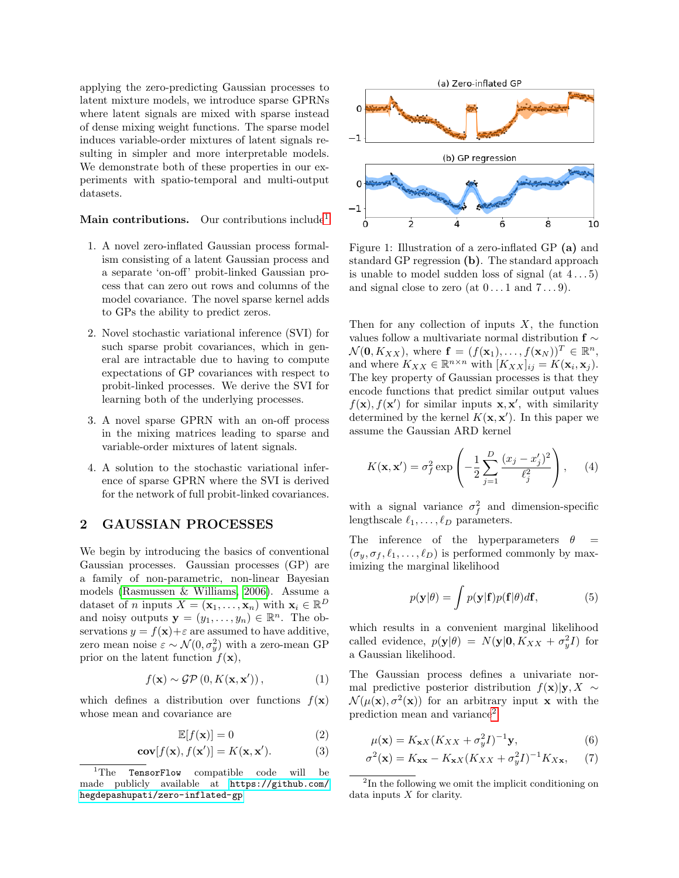applying the zero-predicting Gaussian processes to latent mixture models, we introduce sparse GPRNs where latent signals are mixed with sparse instead of dense mixing weight functions. The sparse model induces variable-order mixtures of latent signals resulting in simpler and more interpretable models. We demonstrate both of these properties in our experiments with spatio-temporal and multi-output datasets.

**Main contributions.** Our contributions include[1]

1. A novel zero-inflated Gaussian process formalism consisting of a latent Gaussian process and a separate 'on-off' probit-linked Gaussian process that can zero out rows and columns of the model covariance. The novel sparse kernel adds to GPs the ability to predict zeros.
2. Novel stochastic variational inference (SVI) for such sparse probit covariances, which in general are intractable due to having to compute expectations of GP covariances with respect to probit-linked processes. We derive the SVI for learning both of the underlying processes.
3. A novel sparse GPRN with an on-off process in the mixing matrices leading to sparse and variable-order mixtures of latent signals.
4. A solution to the stochastic variational inference of sparse GPRN where the SVI is derived for the network of full probit-linked covariances.

## 2 GAUSSIAN PROCESSES

We begin by introducing the basics of conventional Gaussian processes. Gaussian processes (GP) are a family of non-parametric, non-linear Bayesian models (Rasmussen & Williams, 2006). Assume a dataset of $n$ inputs $X = (\mathbf{x}_1, \ldots, \mathbf{x}_n)$ with $\mathbf{x}_i \in \mathbb{R}^D$ and noisy outputs $\mathbf{y} = (y_1, \ldots, y_n) \in \mathbb{R}^n$. The observations $y = f(\mathbf{x}) + \varepsilon$ are assumed to have additive, zero mean noise $\varepsilon \sim \mathcal{N}(0, \sigma_y^2)$ with a zero-mean GP prior on the latent function $f(\mathbf{x})$,

$$f(\mathbf{x}) \sim \mathcal{GP}\left(0, K(\mathbf{x}, \mathbf{x}')\right), \tag{1}$$

which defines a distribution over functions $f(\mathbf{x})$ whose mean and covariance are

$$\mathbb{E}[f(\mathbf{x})] = 0 \tag{2}$$

$$\mathbf{cov}[f(\mathbf{x}), f(\mathbf{x}')] = K(\mathbf{x}, \mathbf{x}'). \tag{3}$$

(a) Zero-inflated GP

0

−1

(b) GP regression

0

−1

0 2 4 6 8 10

Figure 1: Illustration of a zero-inflated GP **(a)** and standard GP regression **(b)**. The standard approach is unable to model sudden loss of signal (at $4 \ldots 5$) and signal close to zero (at $0 \ldots 1$ and $7 \ldots 9$).

Then for any collection of inputs $X$, the function values follow a multivariate normal distribution $\mathbf{f} \sim \mathcal{N}(\mathbf{0}, K_{XX})$, where $\mathbf{f} = (f(\mathbf{x}_1), \ldots, f(\mathbf{x}_N))^T \in \mathbb{R}^n$, and where $K_{XX} \in \mathbb{R}^{n \times n}$ with $[K_{XX}]_{ij} = K(\mathbf{x}_i, \mathbf{x}_j)$. The key property of Gaussian processes is that they encode functions that predict similar output values $f(\mathbf{x}), f(\mathbf{x}')$ for similar inputs $\mathbf{x}, \mathbf{x}'$, with similarity determined by the kernel $K(\mathbf{x}, \mathbf{x}')$. In this paper we assume the Gaussian ARD kernel

$$K(\mathbf{x}, \mathbf{x}') = \sigma_f^2 \exp\left(-\frac{1}{2}\sum_{j=1}^{D} \frac{(x_j - x_j')^2}{\ell_j^2}\right), \tag{4}$$

with a signal variance $\sigma_f^2$ and dimension-specific lengthscale $\ell_1, \ldots, \ell_D$ parameters.

The inference of the hyperparameters $\theta = (\sigma_y, \sigma_f, \ell_1, \ldots, \ell_D)$ is performed commonly by maximizing the marginal likelihood

$$p(\mathbf{y}|\theta) = \int p(\mathbf{y}|\mathbf{f}) p(\mathbf{f}|\theta) d\mathbf{f}, \tag{5}$$

which results in a convenient marginal likelihood called evidence, $p(\mathbf{y}|\theta) = N(\mathbf{y}|\mathbf{0}, K_{XX} + \sigma_y^2 I)$ for a Gaussian likelihood.

The Gaussian process defines a univariate normal predictive posterior distribution $f(\mathbf{x})|\mathbf{y}, X \sim \mathcal{N}(\mu(\mathbf{x}), \sigma^2(\mathbf{x}))$ for an arbitrary input $\mathbf{x}$ with the prediction mean and variance[2]

$$\mu(\mathbf{x}) = K_{\mathbf{x}X}(K_{XX} + \sigma_y^2 I)^{-1}\mathbf{y}, \tag{6}$$

$$\sigma^2(\mathbf{x}) = K_{\mathbf{x}\mathbf{x}} - K_{\mathbf{x}X}(K_{XX} + \sigma_y^2 I)^{-1} K_{X\mathbf{x}}, \tag{7}$$

[1] The `TensorFlow` compatible code will be made publicly available at https://github.com/hegdepashupati/zero-inflated-gp

[2] In the following we omit the implicit conditioning on data inputs $X$ for clarity.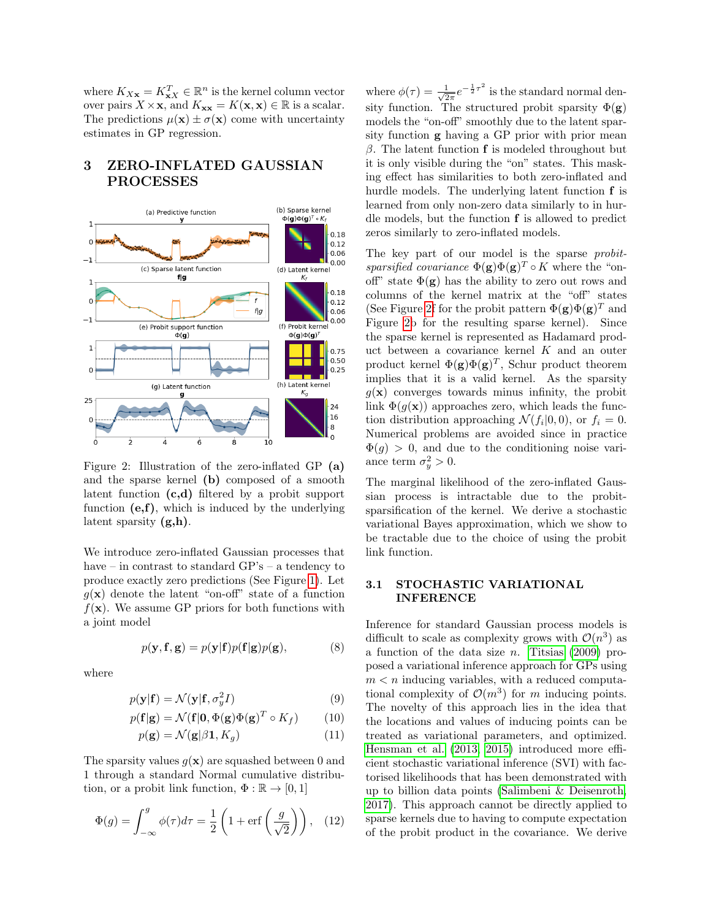where $K_{X\mathbf{x}} = K_{\mathbf{x}X}^T \in \mathbb{R}^n$ is the kernel column vector over pairs $X \times \mathbf{x}$, and $K_{\mathbf{xx}} = K(\mathbf{x}, \mathbf{x}) \in \mathbb{R}$ is a scalar. The predictions $\mu(\mathbf{x}) \pm \sigma(\mathbf{x})$ come with uncertainty estimates in GP regression.

## 3 ZERO-INFLATED GAUSSIAN PROCESSES

(a) Predictive function
y
(b) Sparse kernel
$\Phi(\mathbf{g})\Phi(\mathbf{g})^T \circ K_f$
(c) Sparse latent function
f|g
(d) Latent kernel
$K_f$
(e) Probit support function
$\Phi(\mathbf{g})$
(f) Probit kernel
$\Phi(\mathbf{g})\Phi(\mathbf{g})^T$
(g) Latent function
g
(h) Latent kernel
$K_g$

Figure 2: Illustration of the zero-inflated GP **(a)** and the sparse kernel **(b)** composed of a smooth latent function **(c,d)** filtered by a probit support function **(e,f)**, which is induced by the underlying latent sparsity **(g,h)**.

We introduce zero-inflated Gaussian processes that have – in contrast to standard GP's – a tendency to produce exactly zero predictions (See Figure 1). Let $g(\mathbf{x})$ denote the latent "on-off" state of a function $f(\mathbf{x})$. We assume GP priors for both functions with a joint model

$$p(\mathbf{y}, \mathbf{f}, \mathbf{g}) = p(\mathbf{y}|\mathbf{f})p(\mathbf{f}|\mathbf{g})p(\mathbf{g}), \tag{8}$$

where

$$p(\mathbf{y}|\mathbf{f}) = \mathcal{N}(\mathbf{y}|\mathbf{f}, \sigma_y^2 I) \tag{9}$$

$$p(\mathbf{f}|\mathbf{g}) = \mathcal{N}(\mathbf{f}|\mathbf{0}, \Phi(\mathbf{g})\Phi(\mathbf{g})^T \circ K_f) \tag{10}$$

$$p(\mathbf{g}) = \mathcal{N}(\mathbf{g}|\beta\mathbf{1}, K_g) \tag{11}$$

The sparsity values $g(\mathbf{x})$ are squashed between 0 and 1 through a standard Normal cumulative distribution, or a probit link function, $\Phi : \mathbb{R} \to [0, 1]$

$$\Phi(g) = \int_{-\infty}^{g} \phi(\tau) d\tau = \frac{1}{2}\left(1 + \operatorname{erf}\left(\frac{g}{\sqrt{2}}\right)\right), \tag{12}$$

where $\phi(\tau) = \frac{1}{\sqrt{2\pi}} e^{-\frac{1}{2}\tau^2}$ is the standard normal density function. The structured probit sparsity $\Phi(\mathbf{g})$ models the "on-off" smoothly due to the latent sparsity function $\mathbf{g}$ having a GP prior with prior mean $\beta$. The latent function $\mathbf{f}$ is modeled throughout but it is only visible during the "on" states. This masking effect has similarities to both zero-inflated and hurdle models. The underlying latent function $\mathbf{f}$ is learned from only non-zero data similarly to in hurdle models, but the function $\mathbf{f}$ is allowed to predict zeros similarly to zero-inflated models.

The key part of our model is the sparse *probit-sparsified covariance* $\Phi(\mathbf{g})\Phi(\mathbf{g})^T \circ K$ where the "on-off" state $\Phi(\mathbf{g})$ has the ability to zero out rows and columns of the kernel matrix at the "off" states (See Figure 2f for the probit pattern $\Phi(\mathbf{g})\Phi(\mathbf{g})^T$ and Figure 2b for the resulting sparse kernel). Since the sparse kernel is represented as Hadamard product between a covariance kernel $K$ and an outer product kernel $\Phi(\mathbf{g})\Phi(\mathbf{g})^T$, Schur product theorem implies that it is a valid kernel. As the sparsity $g(\mathbf{x})$ converges towards minus infinity, the probit link $\Phi(g(\mathbf{x}))$ approaches zero, which leads the function distribution approaching $\mathcal{N}(f_i|0, 0)$, or $f_i = 0$. Numerical problems are avoided since in practice $\Phi(g) > 0$, and due to the conditioning noise variance term $\sigma_y^2 > 0$.

The marginal likelihood of the zero-inflated Gaussian process is intractable due to the probit-sparsification of the kernel. We derive a stochastic variational Bayes approximation, which we show to be tractable due to the choice of using the probit link function.

### 3.1 STOCHASTIC VARIATIONAL INFERENCE

Inference for standard Gaussian process models is difficult to scale as complexity grows with $\mathcal{O}(n^3)$ as a function of the data size $n$. Titsias (2009) proposed a variational inference approach for GPs using $m < n$ inducing variables, with a reduced computational complexity of $\mathcal{O}(m^3)$ for $m$ inducing points. The novelty of this approach lies in the idea that the locations and values of inducing points can be treated as variational parameters, and optimized. Hensman et al. (2013, 2015) introduced more efficient stochastic variational inference (SVI) with factorised likelihoods that has been demonstrated with up to billion data points (Salimbeni & Deisenroth, 2017). This approach cannot be directly applied to sparse kernels due to having to compute expectation of the probit product in the covariance. We derive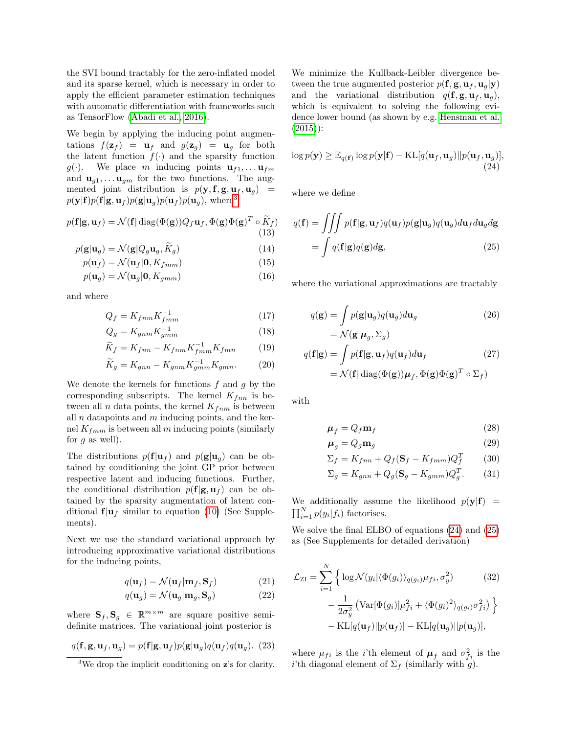the SVI bound tractably for the zero-inflated model and its sparse kernel, which is necessary in order to apply the efficient parameter estimation techniques with automatic differentiation with frameworks such as TensorFlow (Abadi et al., 2016).

We begin by applying the inducing point augmentations $f(\mathbf{z}_f) = \mathbf{u}_f$ and $g(\mathbf{z}_g) = \mathbf{u}_g$ for both the latent function $f(\cdot)$ and the sparsity function $g(\cdot)$. We place $m$ inducing points $\mathbf{u}_{f1}, \ldots \mathbf{u}_{fm}$ and $\mathbf{u}_{g1}, \ldots \mathbf{u}_{gm}$ for the two functions. The augmented joint distribution is $p(\mathbf{y}, \mathbf{f}, \mathbf{g}, \mathbf{u}_f, \mathbf{u}_g) = p(\mathbf{y}|\mathbf{f})p(\mathbf{f}|\mathbf{g}, \mathbf{u}_f)p(\mathbf{g}|\mathbf{u}_g)p(\mathbf{u}_f)p(\mathbf{u}_g)$, where[3]

$$p(\mathbf{f}|\mathbf{g}, \mathbf{u}_f) = \mathcal{N}(\mathbf{f}|\operatorname{diag}(\Phi(\mathbf{g}))Q_f\mathbf{u}_f, \Phi(\mathbf{g})\Phi(\mathbf{g})^T \circ \widetilde{K}_f) \tag{13}$$

$$p(\mathbf{g}|\mathbf{u}_g) = \mathcal{N}(\mathbf{g}|Q_g\mathbf{u}_g, \widetilde{K}_g) \tag{14}$$

$$p(\mathbf{u}_f) = \mathcal{N}(\mathbf{u}_f|\mathbf{0}, K_{fmm}) \tag{15}$$

$$p(\mathbf{u}_g) = \mathcal{N}(\mathbf{u}_g|\mathbf{0}, K_{gmm}) \tag{16}$$

and where

$$Q_f = K_{fnm}K_{fmm}^{-1} \tag{17}$$

$$Q_g = K_{gnm}K_{gmm}^{-1} \tag{18}$$

$$\widetilde{K}_f = K_{fnn} - K_{fnm}K_{fmm}^{-1}K_{fmn} \tag{19}$$

$$\widetilde{K}_g = K_{gnn} - K_{gnm}K_{gmm}^{-1}K_{gmn}. \tag{20}$$

We denote the kernels for functions $f$ and $g$ by the corresponding subscripts. The kernel $K_{fnn}$ is between all $n$ data points, the kernel $K_{fnm}$ is between all $n$ datapoints and $m$ inducing points, and the kernel $K_{fmm}$ is between all $m$ inducing points (similarly for $g$ as well).

The distributions $p(\mathbf{f}|\mathbf{u}_f)$ and $p(\mathbf{g}|\mathbf{u}_g)$ can be obtained by conditioning the joint GP prior between respective latent and inducing functions. Further, the conditional distribution $p(\mathbf{f}|\mathbf{g}, \mathbf{u}_f)$ can be obtained by the sparsity augmentation of latent conditional $\mathbf{f}|\mathbf{u}_f$ similar to equation (10) (See Supplements).

Next we use the standard variational approach by introducing approximative variational distributions for the inducing points,

$$q(\mathbf{u}_f) = \mathcal{N}(\mathbf{u}_f|\mathbf{m}_f, \mathbf{S}_f) \tag{21}$$

$$q(\mathbf{u}_g) = \mathcal{N}(\mathbf{u}_g|\mathbf{m}_g, \mathbf{S}_g) \tag{22}$$

where $\mathbf{S}_f, \mathbf{S}_g \in \mathbb{R}^{m \times m}$ are square positive semi-definite matrices. The variational joint posterior is

$$q(\mathbf{f}, \mathbf{g}, \mathbf{u}_f, \mathbf{u}_g) = p(\mathbf{f}|\mathbf{g}, \mathbf{u}_f)p(\mathbf{g}|\mathbf{u}_g)q(\mathbf{u}_f)q(\mathbf{u}_g). \tag{23}$$

[3] We drop the implicit conditioning on $\mathbf{z}$'s for clarity.

We minimize the Kullback-Leibler divergence between the true augmented posterior $p(\mathbf{f}, \mathbf{g}, \mathbf{u}_f, \mathbf{u}_g|\mathbf{y})$ and the variational distribution $q(\mathbf{f}, \mathbf{g}, \mathbf{u}_f, \mathbf{u}_g)$, which is equivalent to solving the following evidence lower bound (as shown by e.g. Hensman et al. (2015)):

$$\log p(\mathbf{y}) \geq \mathbb{E}_{q(\mathbf{f})} \log p(\mathbf{y}|\mathbf{f}) - \mathrm{KL}[q(\mathbf{u}_f, \mathbf{u}_g)||p(\mathbf{u}_f, \mathbf{u}_g)], \tag{24}$$

where we define

$$\begin{aligned} q(\mathbf{f}) &= \iiint p(\mathbf{f}|\mathbf{g}, \mathbf{u}_f)q(\mathbf{u}_f)p(\mathbf{g}|\mathbf{u}_g)q(\mathbf{u}_g)d\mathbf{u}_f d\mathbf{u}_g d\mathbf{g} \\ &= \int q(\mathbf{f}|\mathbf{g})q(\mathbf{g})d\mathbf{g}, \end{aligned} \tag{25}$$

where the variational approximations are tractably

$$\begin{aligned} q(\mathbf{g}) &= \int p(\mathbf{g}|\mathbf{u}_g)q(\mathbf{u}_g)d\mathbf{u}_g \\ &= \mathcal{N}(\mathbf{g}|\boldsymbol{\mu}_g, \Sigma_g) \end{aligned} \tag{26}$$

$$\begin{aligned} q(\mathbf{f}|\mathbf{g}) &= \int p(\mathbf{f}|\mathbf{g}, \mathbf{u}_f)q(\mathbf{u}_f)d\mathbf{u}_f \\ &= \mathcal{N}(\mathbf{f}|\operatorname{diag}(\Phi(\mathbf{g}))\boldsymbol{\mu}_f, \Phi(\mathbf{g})\Phi(\mathbf{g})^T \circ \Sigma_f) \end{aligned} \tag{27}$$

with

$$\boldsymbol{\mu}_f = Q_f\mathbf{m}_f \tag{28}$$

$$\boldsymbol{\mu}_g = Q_g\mathbf{m}_g \tag{29}$$

$$\Sigma_f = K_{fnn} + Q_f(\mathbf{S}_f - K_{fmm})Q_f^T \tag{30}$$

$$\Sigma_g = K_{gnn} + Q_g(\mathbf{S}_g - K_{gmm})Q_g^T. \tag{31}$$

We additionally assume the likelihood $p(\mathbf{y}|\mathbf{f}) = \prod_{i=1}^N p(y_i|f_i)$ factorises.

We solve the final ELBO of equations (24) and (25) as (See Supplements for detailed derivation)

$$\begin{aligned} \mathcal{L}_{\mathrm{ZI}} = \sum_{i=1}^N \Big\{ &\log \mathcal{N}(y_i|\langle\Phi(g_i)\rangle_{q(g_i)}\mu_{fi}, \sigma_y^2) \\ &- \frac{1}{2\sigma_y^2}\left(\mathrm{Var}[\Phi(g_i)]\mu_{fi}^2 + \langle\Phi(g_i)^2\rangle_{q(g_i)}\sigma_{fi}^2\right)\Big\} \\ &- \mathrm{KL}[q(\mathbf{u}_f)||p(\mathbf{u}_f)] - \mathrm{KL}[q(\mathbf{u}_g)||p(\mathbf{u}_g)], \end{aligned} \tag{32}$$

where $\mu_{fi}$ is the $i$'th element of $\boldsymbol{\mu}_f$ and $\sigma_{fi}^2$ is the $i$'th diagonal element of $\Sigma_f$ (similarly with $g$).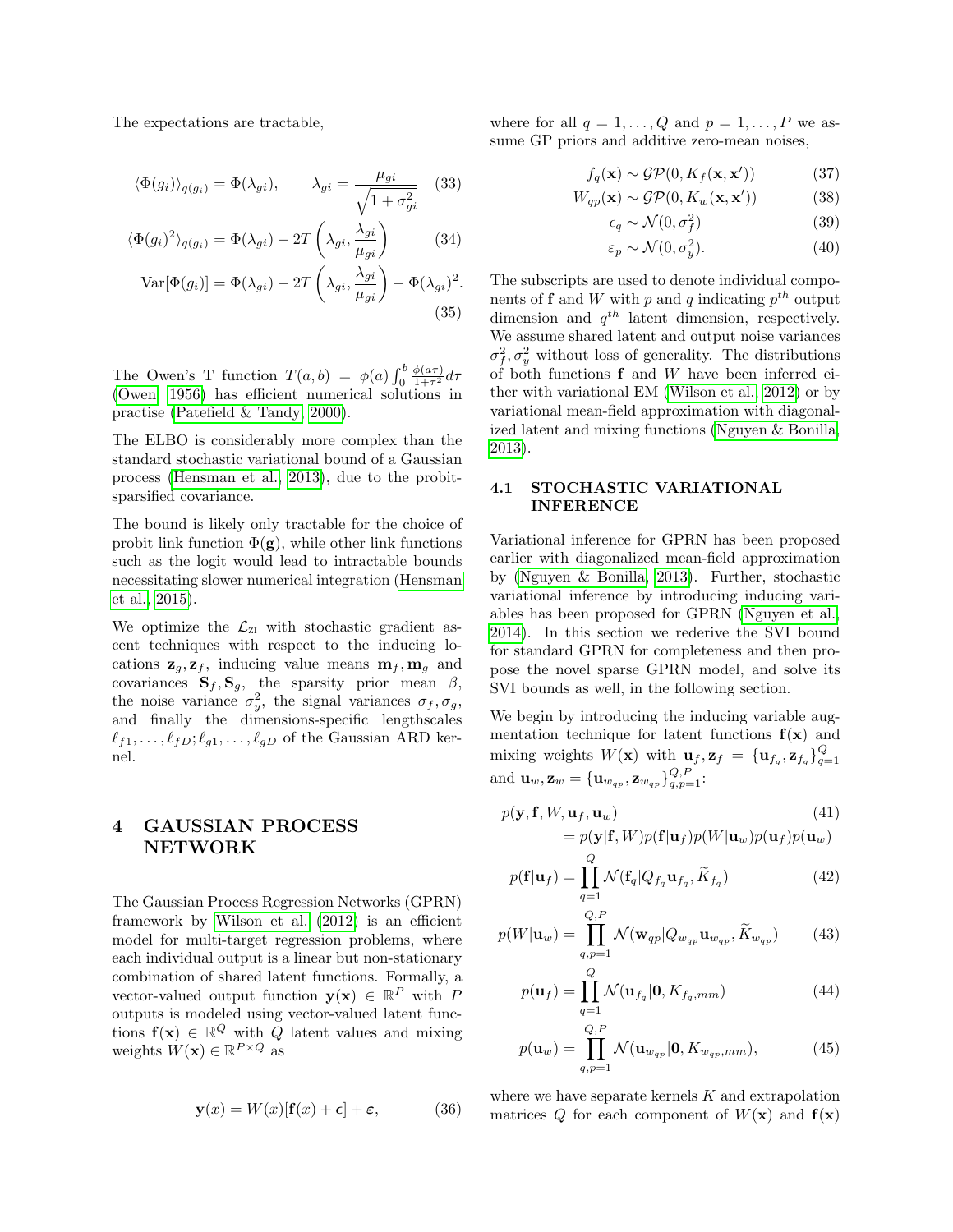The expectations are tractable,

$$\langle \Phi(g_i) \rangle_{q(g_i)} = \Phi(\lambda_{gi}), \qquad \lambda_{gi} = \frac{\mu_{gi}}{\sqrt{1+\sigma_{gi}^2}} \tag{33}$$

$$\langle \Phi(g_i)^2 \rangle_{q(g_i)} = \Phi(\lambda_{gi}) - 2T\left(\lambda_{gi}, \frac{\lambda_{gi}}{\mu_{gi}}\right) \tag{34}$$

$$\mathrm{Var}[\Phi(g_i)] = \Phi(\lambda_{gi}) - 2T\left(\lambda_{gi}, \frac{\lambda_{gi}}{\mu_{gi}}\right) - \Phi(\lambda_{gi})^2. \tag{35}$$

The Owen's T function $T(a,b) = \phi(a)\int_0^b \frac{\phi(a\tau)}{1+\tau^2}d\tau$ (Owen, 1956) has efficient numerical solutions in practise (Patefield & Tandy, 2000).

The ELBO is considerably more complex than the standard stochastic variational bound of a Gaussian process (Hensman et al., 2013), due to the probit-sparsified covariance.

The bound is likely only tractable for the choice of probit link function $\Phi(\mathbf{g})$, while other link functions such as the logit would lead to intractable bounds necessitating slower numerical integration (Hensman et al., 2015).

We optimize the $\mathcal{L}_{\text{ZI}}$ with stochastic gradient ascent techniques with respect to the inducing locations $\mathbf{z}_g, \mathbf{z}_f$, inducing value means $\mathbf{m}_f, \mathbf{m}_g$ and covariances $\mathbf{S}_f, \mathbf{S}_g$, the sparsity prior mean $\beta$, the noise variance $\sigma_y^2$, the signal variances $\sigma_f, \sigma_g$, and finally the dimensions-specific lengthscales $\ell_{f1}, \ldots, \ell_{fD}; \ell_{g1}, \ldots, \ell_{gD}$ of the Gaussian ARD kernel.

# 4 GAUSSIAN PROCESS NETWORK

The Gaussian Process Regression Networks (GPRN) framework by Wilson et al. (2012) is an efficient model for multi-target regression problems, where each individual output is a linear but non-stationary combination of shared latent functions. Formally, a vector-valued output function $\mathbf{y}(\mathbf{x}) \in \mathbb{R}^P$ with $P$ outputs is modeled using vector-valued latent functions $\mathbf{f}(\mathbf{x}) \in \mathbb{R}^Q$ with $Q$ latent values and mixing weights $W(\mathbf{x}) \in \mathbb{R}^{P \times Q}$ as

$$\mathbf{y}(x) = W(x)[\mathbf{f}(x) + \boldsymbol{\epsilon}] + \boldsymbol{\varepsilon}, \tag{36}$$

where for all $q = 1, \ldots, Q$ and $p = 1, \ldots, P$ we assume GP priors and additive zero-mean noises,

$$f_q(\mathbf{x}) \sim \mathcal{GP}(0, K_f(\mathbf{x}, \mathbf{x}')) \tag{37}$$

$$W_{qp}(\mathbf{x}) \sim \mathcal{GP}(0, K_w(\mathbf{x}, \mathbf{x}')) \tag{38}$$

$$\epsilon_q \sim \mathcal{N}(0, \sigma_f^2) \tag{39}$$

$$\varepsilon_p \sim \mathcal{N}(0, \sigma_y^2). \tag{40}$$

The subscripts are used to denote individual components of $\mathbf{f}$ and $W$ with $p$ and $q$ indicating $p^{th}$ output dimension and $q^{th}$ latent dimension, respectively. We assume shared latent and output noise variances $\sigma_f^2, \sigma_y^2$ without loss of generality. The distributions of both functions $\mathbf{f}$ and $W$ have been inferred either with variational EM (Wilson et al., 2012) or by variational mean-field approximation with diagonalized latent and mixing functions (Nguyen & Bonilla, 2013).

## 4.1 STOCHASTIC VARIATIONAL INFERENCE

Variational inference for GPRN has been proposed earlier with diagonalized mean-field approximation by (Nguyen & Bonilla, 2013). Further, stochastic variational inference by introducing inducing variables has been proposed for GPRN (Nguyen et al., 2014). In this section we rederive the SVI bound for standard GPRN for completeness and then propose the novel sparse GPRN model, and solve its SVI bounds as well, in the following section.

We begin by introducing the inducing variable augmentation technique for latent functions $\mathbf{f}(\mathbf{x})$ and mixing weights $W(\mathbf{x})$ with $\mathbf{u}_f, \mathbf{z}_f = \{\mathbf{u}_{f_q}, \mathbf{z}_{f_q}\}_{q=1}^Q$ and $\mathbf{u}_w, \mathbf{z}_w = \{\mathbf{u}_{w_{qp}}, \mathbf{z}_{w_{qp}}\}_{q,p=1}^{Q,P}$:

$$\begin{aligned} &p(\mathbf{y}, \mathbf{f}, W, \mathbf{u}_f, \mathbf{u}_w) \\ &\quad = p(\mathbf{y}|\mathbf{f}, W)p(\mathbf{f}|\mathbf{u}_f)p(W|\mathbf{u}_w)p(\mathbf{u}_f)p(\mathbf{u}_w) \end{aligned} \tag{41}$$

$$p(\mathbf{f}|\mathbf{u}_f) = \prod_{q=1}^{Q} \mathcal{N}(\mathbf{f}_q | Q_{f_q}\mathbf{u}_{f_q}, \widetilde{K}_{f_q}) \tag{42}$$

$$p(W|\mathbf{u}_w) = \prod_{q,p=1}^{Q,P} \mathcal{N}(\mathbf{w}_{qp} | Q_{w_{qp}}\mathbf{u}_{w_{qp}}, \widetilde{K}_{w_{qp}}) \tag{43}$$

$$p(\mathbf{u}_f) = \prod_{q=1}^{Q} \mathcal{N}(\mathbf{u}_{f_q} | \mathbf{0}, K_{f_q,mm}) \tag{44}$$

$$p(\mathbf{u}_w) = \prod_{q,p=1}^{Q,P} \mathcal{N}(\mathbf{u}_{w_{qp}} | \mathbf{0}, K_{w_{qp},mm}), \tag{45}$$

where we have separate kernels $K$ and extrapolation matrices $Q$ for each component of $W(\mathbf{x})$ and $\mathbf{f}(\mathbf{x})$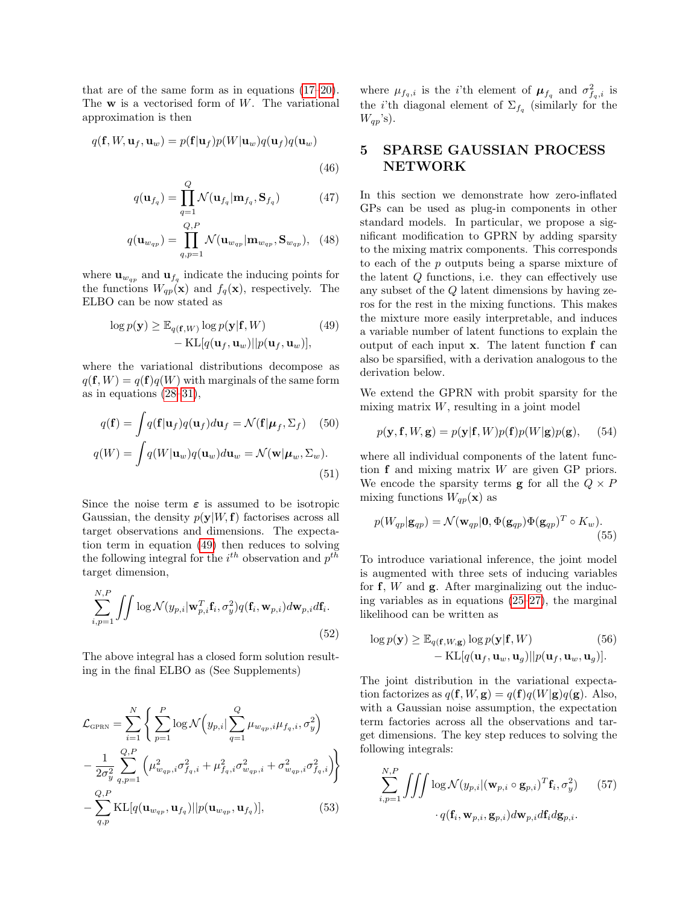that are of the same form as in equations (17–20). The $\mathbf{w}$ is a vectorised form of $W$. The variational approximation is then

$$q(\mathbf{f}, W, \mathbf{u}_f, \mathbf{u}_w) = p(\mathbf{f}|\mathbf{u}_f)p(W|\mathbf{u}_w)q(\mathbf{u}_f)q(\mathbf{u}_w) \tag{46}$$

$$q(\mathbf{u}_{f_q}) = \prod_{q=1}^{Q} \mathcal{N}(\mathbf{u}_{f_q}|\mathbf{m}_{f_q}, \mathbf{S}_{f_q}) \tag{47}$$

$$q(\mathbf{u}_{w_{qp}}) = \prod_{q,p=1}^{Q,P} \mathcal{N}(\mathbf{u}_{w_{qp}}|\mathbf{m}_{w_{qp}}, \mathbf{S}_{w_{qp}}), \tag{48}$$

where $\mathbf{u}_{w_{qp}}$ and $\mathbf{u}_{f_q}$ indicate the inducing points for the functions $W_{qp}(\mathbf{x})$ and $f_q(\mathbf{x})$, respectively. The ELBO can be now stated as

$$\begin{aligned} \log p(\mathbf{y}) \geq\ & \mathbb{E}_{q(\mathbf{f},W)} \log p(\mathbf{y}|\mathbf{f}, W) \\ & - \mathrm{KL}[q(\mathbf{u}_f, \mathbf{u}_w)||p(\mathbf{u}_f, \mathbf{u}_w)], \end{aligned} \tag{49}$$

where the variational distributions decompose as $q(\mathbf{f}, W) = q(\mathbf{f})q(W)$ with marginals of the same form as in equations (28–31),

$$q(\mathbf{f}) = \int q(\mathbf{f}|\mathbf{u}_f)q(\mathbf{u}_f)d\mathbf{u}_f = \mathcal{N}(\mathbf{f}|\boldsymbol{\mu}_f, \Sigma_f) \tag{50}$$

$$q(W) = \int q(W|\mathbf{u}_w)q(\mathbf{u}_w)d\mathbf{u}_w = \mathcal{N}(\mathbf{w}|\boldsymbol{\mu}_w, \Sigma_w). \tag{51}$$

Since the noise term $\boldsymbol{\varepsilon}$ is assumed to be isotropic Gaussian, the density $p(\mathbf{y}|W, \mathbf{f})$ factorises across all target observations and dimensions. The expectation term in equation (49) then reduces to solving the following integral for the $i^{th}$ observation and $p^{th}$ target dimension,

$$\sum_{i,p=1}^{N,P} \iint \log \mathcal{N}(y_{p,i}|\mathbf{w}_{p,i}^T \mathbf{f}_i, \sigma_y^2) q(\mathbf{f}_i, \mathbf{w}_{p,i}) d\mathbf{w}_{p,i} d\mathbf{f}_i. \tag{52}$$

The above integral has a closed form solution resulting in the final ELBO as (See Supplements)

$$\begin{aligned} \mathcal{L}_{\text{GPRN}} = & \sum_{i=1}^{N} \Bigg\{ \sum_{p=1}^{P} \log \mathcal{N}\Big(y_{p,i}| \sum_{q=1}^{Q} \mu_{w_{qp},i}\mu_{f_q,i}, \sigma_y^2\Big) \\ & - \frac{1}{2\sigma_y^2} \sum_{q,p=1}^{Q,P} \Big(\mu_{w_{qp},i}^2 \sigma_{f_q,i}^2 + \mu_{f_q,i}^2 \sigma_{w_{qp},i}^2 + \sigma_{w_{qp},i}^2 \sigma_{f_q,i}^2\Big)\Bigg\} \\ & - \sum_{q,p}^{Q,P} \mathrm{KL}[q(\mathbf{u}_{w_{qp}}, \mathbf{u}_{f_q})||p(\mathbf{u}_{w_{qp}}, \mathbf{u}_{f_q})], \end{aligned} \tag{53}$$

where $\mu_{f_q,i}$ is the $i$'th element of $\boldsymbol{\mu}_{f_q}$ and $\sigma_{f_q,i}^2$ is the $i$'th diagonal element of $\Sigma_{f_q}$ (similarly for the $W_{qp}$'s).

# 5 SPARSE GAUSSIAN PROCESS NETWORK

In this section we demonstrate how zero-inflated GPs can be used as plug-in components in other standard models. In particular, we propose a significant modification to GPRN by adding sparsity to the mixing matrix components. This corresponds to each of the $p$ outputs being a sparse mixture of the latent $Q$ functions, i.e. they can effectively use any subset of the $Q$ latent dimensions by having zeros for the rest in the mixing functions. This makes the mixture more easily interpretable, and induces a variable number of latent functions to explain the output of each input $\mathbf{x}$. The latent function $\mathbf{f}$ can also be sparsified, with a derivation analogous to the derivation below.

We extend the GPRN with probit sparsity for the mixing matrix $W$, resulting in a joint model

$$p(\mathbf{y}, \mathbf{f}, W, \mathbf{g}) = p(\mathbf{y}|\mathbf{f}, W)p(\mathbf{f})p(W|\mathbf{g})p(\mathbf{g}), \tag{54}$$

where all individual components of the latent function $\mathbf{f}$ and mixing matrix $W$ are given GP priors. We encode the sparsity terms $\mathbf{g}$ for all the $Q \times P$ mixing functions $W_{qp}(\mathbf{x})$ as

$$p(W_{qp}|\mathbf{g}_{qp}) = \mathcal{N}(\mathbf{w}_{qp}|\mathbf{0}, \Phi(\mathbf{g}_{qp})\Phi(\mathbf{g}_{qp})^T \circ K_w). \tag{55}$$

To introduce variational inference, the joint model is augmented with three sets of inducing variables for $\mathbf{f}$, $W$ and $\mathbf{g}$. After marginalizing out the inducing variables as in equations (25–27), the marginal likelihood can be written as

$$\begin{aligned} \log p(\mathbf{y}) \geq\ & \mathbb{E}_{q(\mathbf{f},W,\mathbf{g})} \log p(\mathbf{y}|\mathbf{f}, W) \\ & - \mathrm{KL}[q(\mathbf{u}_f, \mathbf{u}_w, \mathbf{u}_g)||p(\mathbf{u}_f, \mathbf{u}_w, \mathbf{u}_g)]. \end{aligned} \tag{56}$$

The joint distribution in the variational expectation factorizes as $q(\mathbf{f}, W, \mathbf{g}) = q(\mathbf{f})q(W|\mathbf{g})q(\mathbf{g})$. Also, with a Gaussian noise assumption, the expectation term factories across all the observations and target dimensions. The key step reduces to solving the following integrals:

$$\sum_{i,p=1}^{N,P} \iiint \log \mathcal{N}(y_{p,i}|(\mathbf{w}_{p,i} \circ \mathbf{g}_{p,i})^T \mathbf{f}_i, \sigma_y^2) \cdot q(\mathbf{f}_i, \mathbf{w}_{p,i}, \mathbf{g}_{p,i}) d\mathbf{w}_{p,i} d\mathbf{f}_i d\mathbf{g}_{p,i}. \tag{57}$$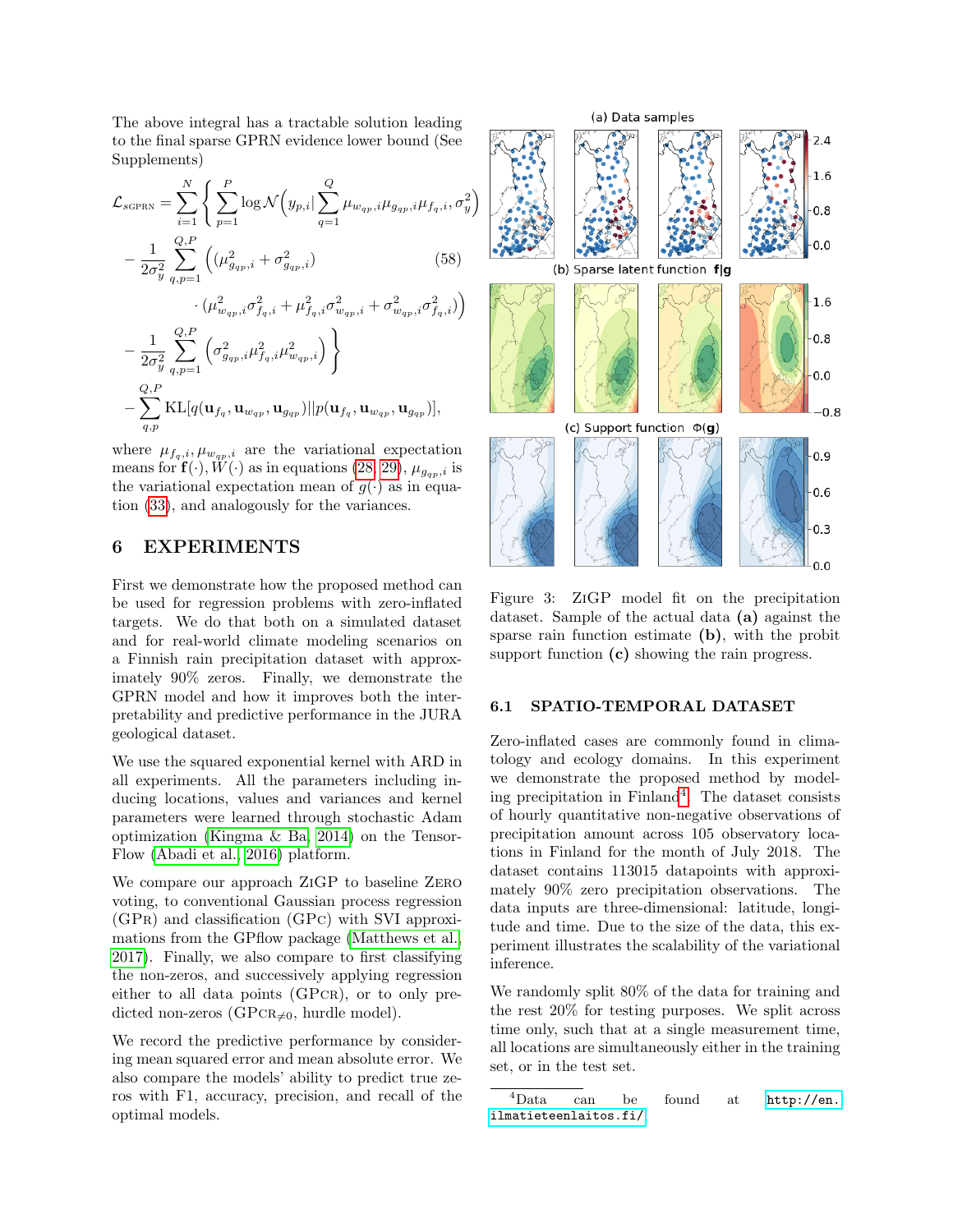The above integral has a tractable solution leading to the final sparse GPRN evidence lower bound (See Supplements)

$$
\begin{aligned}
\mathcal{L}_{\text{sGPRN}} = \sum_{i=1}^{N} \Bigg\{ & \sum_{p=1}^{P} \log \mathcal{N}\Big(y_{p,i} \Big| \sum_{q=1}^{Q} \mu_{w_{qp},i} \mu_{g_{qp},i} \mu_{f_q,i}, \sigma_y^2\Big) \\
& - \frac{1}{2\sigma_y^2} \sum_{q,p=1}^{Q,P} \Big( (\mu_{g_{qp},i}^2 + \sigma_{g_{qp},i}^2) \\
& \quad \cdot (\mu_{w_{qp},i}^2 \sigma_{f_q,i}^2 + \mu_{f_q,i}^2 \sigma_{w_{qp},i}^2 + \sigma_{w_{qp},i}^2 \sigma_{f_q,i}^2) \Big) \\
& - \frac{1}{2\sigma_y^2} \sum_{q,p=1}^{Q,P} \Big( \sigma_{g_{qp},i}^2 \mu_{f_q,i}^2 \mu_{w_{qp},i}^2 \Big) \Bigg\} \\
& - \sum_{q,p}^{Q,P} \mathrm{KL}[q(\mathbf{u}_{f_q}, \mathbf{u}_{w_{qp}}, \mathbf{u}_{g_{qp}}) || p(\mathbf{u}_{f_q}, \mathbf{u}_{w_{qp}}, \mathbf{u}_{g_{qp}})],
\end{aligned}
\tag{58}
$$

where $\mu_{f_q,i}, \mu_{w_{qp},i}$ are the variational expectation means for $\mathbf{f}(\cdot), W(\cdot)$ as in equations (28, 29), $\mu_{g_{qp},i}$ is the variational expectation mean of $g(\cdot)$ as in equation (33), and analogously for the variances.

## 6 EXPERIMENTS

First we demonstrate how the proposed method can be used for regression problems with zero-inflated targets. We do that both on a simulated dataset and for real-world climate modeling scenarios on a Finnish rain precipitation dataset with approximately 90% zeros. Finally, we demonstrate the GPRN model and how it improves both the interpretability and predictive performance in the JURA geological dataset.

We use the squared exponential kernel with ARD in all experiments. All the parameters including inducing locations, values and variances and kernel parameters were learned through stochastic Adam optimization (Kingma & Ba, 2014) on the TensorFlow (Abadi et al., 2016) platform.

We compare our approach ZiGP to baseline Zero voting, to conventional Gaussian process regression (GPr) and classification (GPc) with SVI approximations from the GPflow package (Matthews et al., 2017). Finally, we also compare to first classifying the non-zeros, and successively applying regression either to all data points (GPcr), or to only predicted non-zeros ($\text{GPcr}_{\neq 0}$, hurdle model).

We record the predictive performance by considering mean squared error and mean absolute error. We also compare the models' ability to predict true zeros with F1, accuracy, precision, and recall of the optimal models.

(a) Data samples

2.4
1.6
0.8
0.0

(b) Sparse latent function **f|g**

1.6
0.8
0.0
−0.8

(c) Support function Φ(**g**)

0.9
0.6
0.3
0.0

Figure 3: ZiGP model fit on the precipitation dataset. Sample of the actual data **(a)** against the sparse rain function estimate **(b)**, with the probit support function **(c)** showing the rain progress.

### 6.1 SPATIO-TEMPORAL DATASET

Zero-inflated cases are commonly found in climatology and ecology domains. In this experiment we demonstrate the proposed method by modeling precipitation in Finland[4]. The dataset consists of hourly quantitative non-negative observations of precipitation amount across 105 observatory locations in Finland for the month of July 2018. The dataset contains 113015 datapoints with approximately 90% zero precipitation observations. The data inputs are three-dimensional: latitude, longitude and time. Due to the size of the data, this experiment illustrates the scalability of the variational inference.

We randomly split 80% of the data for training and the rest 20% for testing purposes. We split across time only, such that at a single measurement time, all locations are simultaneously either in the training set, or in the test set.

[4]Data can be found at http://en.ilmatieteenlaitos.fi/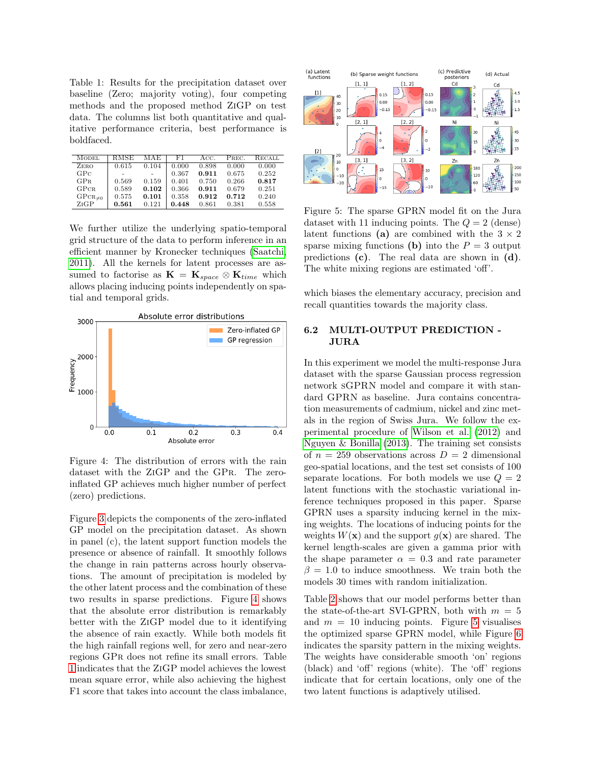Table 1: Results for the precipitation dataset over baseline (Zero; majority voting), four competing methods and the proposed method ZiGP on test data. The columns list both quantitative and qualitative performance criteria, best performance is boldfaced.

| Model | RMSE | MAE | F1 | Acc. | Prec. | Recall |
|---|---|---|---|---|---|---|
| Zero | 0.615 | 0.104 | 0.000 | 0.898 | 0.000 | 0.000 |
| GPc | - | - | 0.367 | **0.911** | 0.675 | 0.252 |
| GPr | 0.569 | 0.159 | 0.401 | 0.750 | 0.266 | **0.817** |
| GPcr | 0.589 | **0.102** | 0.366 | **0.911** | 0.679 | 0.251 |
| $\text{GPcr}_{\neq 0}$ | 0.575 | **0.101** | 0.358 | **0.912** | **0.712** | 0.240 |
| ZiGP | **0.561** | 0.121 | **0.448** | 0.861 | 0.381 | 0.558 |

We further utilize the underlying spatio-temporal grid structure of the data to perform inference in an efficient manner by Kronecker techniques (Saatchi, 2011). All the kernels for latent processes are assumed to factorise as $\mathbf{K} = \mathbf{K}_{space} \otimes \mathbf{K}_{time}$ which allows placing inducing points independently on spatial and temporal grids.

Absolute error distributions

Zero-inflated GP

GP regression

Frequency

Absolute error

0
1000
2000
3000

0.0
0.1
0.2
0.3
0.4

Figure 4: The distribution of errors with the rain dataset with the ZiGP and the GPr. The zero-inflated GP achieves much higher number of perfect (zero) predictions.

Figure 3 depicts the components of the zero-inflated GP model on the precipitation dataset. As shown in panel (c), the latent support function models the presence or absence of rainfall. It smoothly follows the change in rain patterns across hourly observations. The amount of precipitation is modeled by the other latent process and the combination of these two results in sparse predictions. Figure 4 shows that the absolute error distribution is remarkably better with the ZiGP model due to it identifying the absence of rain exactly. While both models fit the high rainfall regions well, for zero and near-zero regions GPr does not refine its small errors. Table 1 indicates that the ZiGP model achieves the lowest mean square error, while also achieving the highest F1 score that takes into account the class imbalance, which biases the elementary accuracy, precision and recall quantities towards the majority class.

(a) Latent functions

(b) Sparse weight functions

(c) Predictive posteriors

(d) Actual

[1]
[2]
[1, 1]
[1, 2]
[2, 1]
[2, 2]
[3, 1]
[3, 2]
Cd
Ni
Zn

Figure 5: The sparse GPRN model fit on the Jura dataset with 11 inducing points. The $Q = 2$ (dense) latent functions **(a)** are combined with the $3 \times 2$ sparse mixing functions **(b)** into the $P = 3$ output predictions **(c)**. The real data are shown in **(d)**. The white mixing regions are estimated 'off'.

## 6.2 MULTI-OUTPUT PREDICTION - JURA

In this experiment we model the multi-response Jura dataset with the sparse Gaussian process regression network sGPRN model and compare it with standard GPRN as baseline. Jura contains concentration measurements of cadmium, nickel and zinc metals in the region of Swiss Jura. We follow the experimental procedure of Wilson et al. (2012) and Nguyen & Bonilla (2013). The training set consists of $n = 259$ observations across $D = 2$ dimensional geo-spatial locations, and the test set consists of 100 separate locations. For both models we use $Q = 2$ latent functions with the stochastic variational inference techniques proposed in this paper. Sparse GPRN uses a sparsity inducing kernel in the mixing weights. The locations of inducing points for the weights $W(\mathbf{x})$ and the support $g(\mathbf{x})$ are shared. The kernel length-scales are given a gamma prior with the shape parameter $\alpha = 0.3$ and rate parameter $\beta = 1.0$ to induce smoothness. We train both the models 30 times with random initialization.

Table 2 shows that our model performs better than the state-of-the-art SVI-GPRN, both with $m = 5$ and $m = 10$ inducing points. Figure 5 visualises the optimized sparse GPRN model, while Figure 6 indicates the sparsity pattern in the mixing weights. The weights have considerable smooth 'on' regions (black) and 'off' regions (white). The 'off' regions indicate that for certain locations, only one of the two latent functions is adaptively utilised.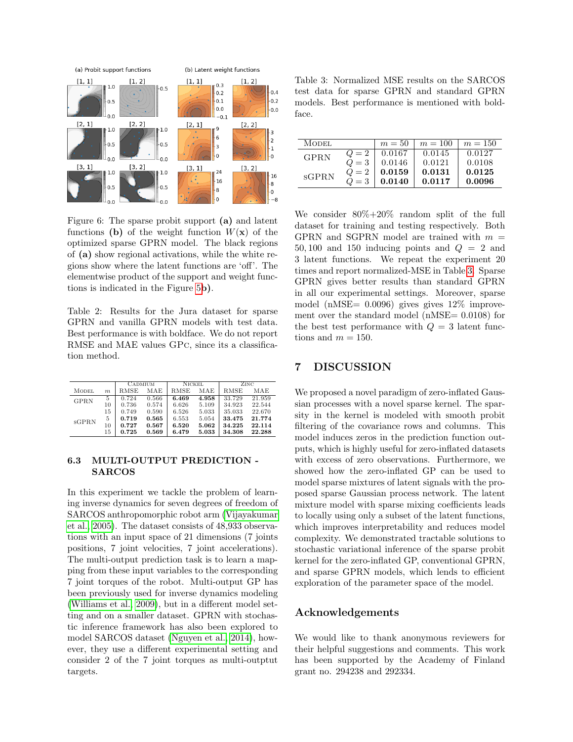(a) Probit support functions

[1, 1] [1, 2]

1.0 0.5 0.0 0.5

[2, 1] [2, 2]

1.0 0.5 0.0 1.0 0.5 0.0

[3, 1] [3, 2]

1.0 0.5 0.0 1.0 0.5 0.0

(b) Latent weight functions

[1, 1] [1, 2]

0.3 0.2 0.1 0.0 −0.1 0.4 0.2 0.0

[2, 1] [2, 2]

9 6 3 0 3 2 1 0

[3, 1] [3, 2]

24 16 8 0 16 8 0 −8

Figure 6: The sparse probit support **(a)** and latent functions **(b)** of the weight function $W(\mathbf{x})$ of the optimized sparse GPRN model. The black regions of **(a)** show regional activations, while the white regions show where the latent functions are 'off'. The elementwise product of the support and weight functions is indicated in the Figure 5**b**).

Table 2: Results for the Jura dataset for sparse GPRN and vanilla GPRN models with test data. Best performance is with boldface. We do not report RMSE and MAE values GPc, since its a classification method.

| | | Cadmium | | Nickel | | Zinc | |
|---|---|---|---|---|---|---|---|
| Model | $m$ | RMSE | MAE | RMSE | MAE | RMSE | MAE |
| GPRN | 5 | 0.724 | 0.566 | **6.469** | **4.958** | 33.729 | 21.959 |
| | 10 | 0.736 | 0.574 | 6.626 | 5.109 | 34.923 | 22.544 |
| | 15 | 0.749 | 0.590 | 6.526 | 5.033 | 35.033 | 22.670 |
| sGPRN | 5 | **0.719** | **0.565** | 6.553 | 5.054 | **33.475** | **21.774** |
| | 10 | **0.727** | **0.567** | **6.520** | **5.062** | **34.225** | **22.114** |
| | 15 | **0.725** | **0.569** | **6.479** | **5.033** | **34.308** | **22.288** |

### 6.3 MULTI-OUTPUT PREDICTION - SARCOS

In this experiment we tackle the problem of learning inverse dynamics for seven degrees of freedom of SARCOS anthropomorphic robot arm (Vijayakumar et al., 2005). The dataset consists of 48,933 observations with an input space of 21 dimensions (7 joints positions, 7 joint velocities, 7 joint accelerations). The multi-output prediction task is to learn a mapping from these input variables to the corresponding 7 joint torques of the robot. Multi-output GP has been previously used for inverse dynamics modeling (Williams et al., 2009), but in a different model setting and on a smaller dataset. GPRN with stochastic inference framework has also been explored to model SARCOS dataset (Nguyen et al., 2014), however, they use a different experimental setting and consider 2 of the 7 joint torques as multi-outptut targets.

Table 3: Normalized MSE results on the SARCOS test data for sparse GPRN and standard GPRN models. Best performance is mentioned with boldface.

| Model | | $m = 50$ | $m = 100$ | $m = 150$ |
|---|---|---|---|---|
| GPRN | $Q = 2$ | 0.0167 | 0.0145 | 0.0127 |
| | $Q = 3$ | 0.0146 | 0.0121 | 0.0108 |
| sGPRN | $Q = 2$ | **0.0159** | **0.0131** | **0.0125** |
| | $Q = 3$ | **0.0140** | **0.0117** | **0.0096** |

We consider 80%+20% random split of the full dataset for training and testing respectively. Both GPRN and SGPRN model are trained with $m = 50, 100$ and 150 inducing points and $Q = 2$ and 3 latent functions. We repeat the experiment 20 times and report normalized-MSE in Table 3. Sparse GPRN gives better results than standard GPRN in all our experimental settings. Moreover, sparse model (nMSE= 0.0096) gives gives 12% improvement over the standard model (nMSE= 0.0108) for the best test performance with $Q = 3$ latent functions and $m = 150$.

## 7 DISCUSSION

We proposed a novel paradigm of zero-inflated Gaussian processes with a novel sparse kernel. The sparsity in the kernel is modeled with smooth probit filtering of the covariance rows and columns. This model induces zeros in the prediction function outputs, which is highly useful for zero-inflated datasets with excess of zero observations. Furthermore, we showed how the zero-inflated GP can be used to model sparse mixtures of latent signals with the proposed sparse Gaussian process network. The latent mixture model with sparse mixing coefficients leads to locally using only a subset of the latent functions, which improves interpretability and reduces model complexity. We demonstrated tractable solutions to stochastic variational inference of the sparse probit kernel for the zero-inflated GP, conventional GPRN, and sparse GPRN models, which lends to efficient exploration of the parameter space of the model.

## Acknowledgements

We would like to thank anonymous reviewers for their helpful suggestions and comments. This work has been supported by the Academy of Finland grant no. 294238 and 292334.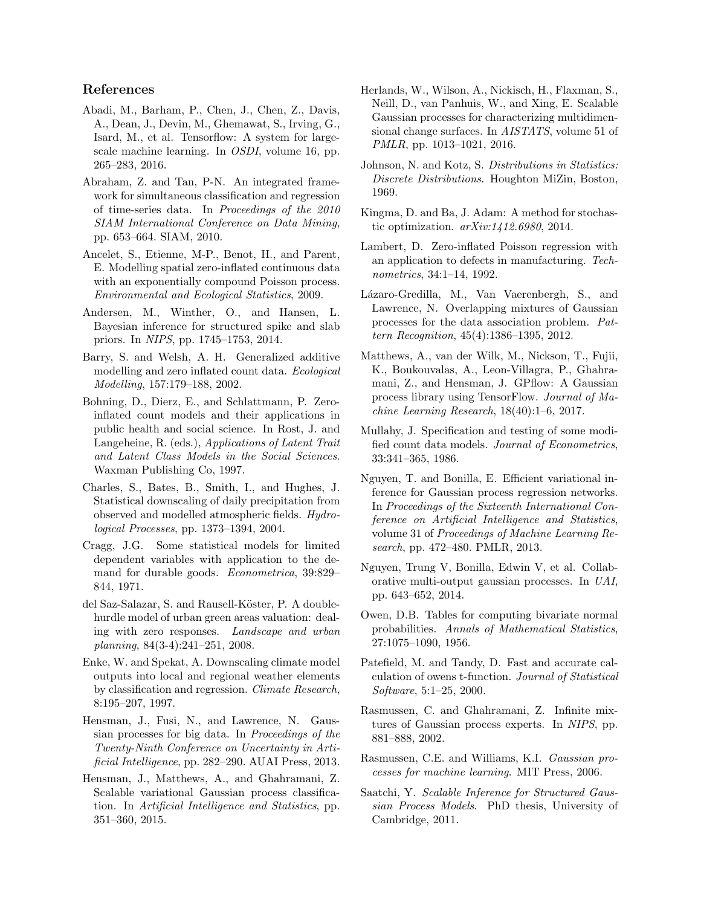## References

Abadi, M., Barham, P., Chen, J., Chen, Z., Davis, A., Dean, J., Devin, M., Ghemawat, S., Irving, G., Isard, M., et al. Tensorflow: A system for large-scale machine learning. In *OSDI*, volume 16, pp. 265–283, 2016.

Abraham, Z. and Tan, P-N. An integrated framework for simultaneous classification and regression of time-series data. In *Proceedings of the 2010 SIAM International Conference on Data Mining*, pp. 653–664. SIAM, 2010.

Ancelet, S., Etienne, M-P., Benot, H., and Parent, E. Modelling spatial zero-inflated continuous data with an exponentially compound Poisson process. *Environmental and Ecological Statistics*, 2009.

Andersen, M., Winther, O., and Hansen, L. Bayesian inference for structured spike and slab priors. In *NIPS*, pp. 1745–1753, 2014.

Barry, S. and Welsh, A. H. Generalized additive modelling and zero inflated count data. *Ecological Modelling*, 157:179–188, 2002.

Bohning, D., Dierz, E., and Schlattmann, P. Zero-inflated count models and their applications in public health and social science. In Rost, J. and Langeheine, R. (eds.), *Applications of Latent Trait and Latent Class Models in the Social Sciences*. Waxman Publishing Co, 1997.

Charles, S., Bates, B., Smith, I., and Hughes, J. Statistical downscaling of daily precipitation from observed and modelled atmospheric fields. *Hydrological Processes*, pp. 1373–1394, 2004.

Cragg, J.G. Some statistical models for limited dependent variables with application to the demand for durable goods. *Econometrica*, 39:829–844, 1971.

del Saz-Salazar, S. and Rausell-Köster, P. A double-hurdle model of urban green areas valuation: dealing with zero responses. *Landscape and urban planning*, 84(3-4):241–251, 2008.

Enke, W. and Spekat, A. Downscaling climate model outputs into local and regional weather elements by classification and regression. *Climate Research*, 8:195–207, 1997.

Hensman, J., Fusi, N., and Lawrence, N. Gaussian processes for big data. In *Proceedings of the Twenty-Ninth Conference on Uncertainty in Artificial Intelligence*, pp. 282–290. AUAI Press, 2013.

Hensman, J., Matthews, A., and Ghahramani, Z. Scalable variational Gaussian process classification. In *Artificial Intelligence and Statistics*, pp. 351–360, 2015.

Herlands, W., Wilson, A., Nickisch, H., Flaxman, S., Neill, D., van Panhuis, W., and Xing, E. Scalable Gaussian processes for characterizing multidimensional change surfaces. In *AISTATS*, volume 51 of *PMLR*, pp. 1013–1021, 2016.

Johnson, N. and Kotz, S. *Distributions in Statistics: Discrete Distributions*. Houghton MiZin, Boston, 1969.

Kingma, D. and Ba, J. Adam: A method for stochastic optimization. *arXiv:1412.6980*, 2014.

Lambert, D. Zero-inflated Poisson regression with an application to defects in manufacturing. *Technometrics*, 34:1–14, 1992.

Lázaro-Gredilla, M., Van Vaerenbergh, S., and Lawrence, N. Overlapping mixtures of Gaussian processes for the data association problem. *Pattern Recognition*, 45(4):1386–1395, 2012.

Matthews, A., van der Wilk, M., Nickson, T., Fujii, K., Boukouvalas, A., Leon-Villagra, P., Ghahramani, Z., and Hensman, J. GPflow: A Gaussian process library using TensorFlow. *Journal of Machine Learning Research*, 18(40):1–6, 2017.

Mullahy, J. Specification and testing of some modified count data models. *Journal of Econometrics*, 33:341–365, 1986.

Nguyen, T. and Bonilla, E. Efficient variational inference for Gaussian process regression networks. In *Proceedings of the Sixteenth International Conference on Artificial Intelligence and Statistics*, volume 31 of *Proceedings of Machine Learning Research*, pp. 472–480. PMLR, 2013.

Nguyen, Trung V, Bonilla, Edwin V, et al. Collaborative multi-output gaussian processes. In *UAI*, pp. 643–652, 2014.

Owen, D.B. Tables for computing bivariate normal probabilities. *Annals of Mathematical Statistics*, 27:1075–1090, 1956.

Patefield, M. and Tandy, D. Fast and accurate calculation of owens t-function. *Journal of Statistical Software*, 5:1–25, 2000.

Rasmussen, C. and Ghahramani, Z. Infinite mixtures of Gaussian process experts. In *NIPS*, pp. 881–888, 2002.

Rasmussen, C.E. and Williams, K.I. *Gaussian processes for machine learning*. MIT Press, 2006.

Saatchi, Y. *Scalable Inference for Structured Gaussian Process Models*. PhD thesis, University of Cambridge, 2011.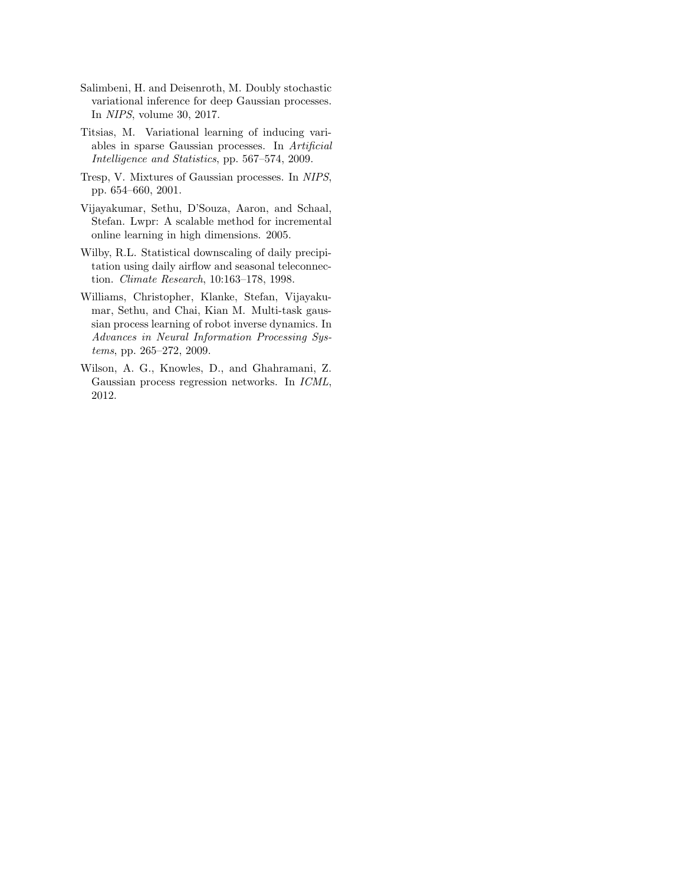Salimbeni, H. and Deisenroth, M. Doubly stochastic variational inference for deep Gaussian processes. In *NIPS*, volume 30, 2017.

Titsias, M. Variational learning of inducing variables in sparse Gaussian processes. In *Artificial Intelligence and Statistics*, pp. 567–574, 2009.

Tresp, V. Mixtures of Gaussian processes. In *NIPS*, pp. 654–660, 2001.

Vijayakumar, Sethu, D'Souza, Aaron, and Schaal, Stefan. Lwpr: A scalable method for incremental online learning in high dimensions. 2005.

Wilby, R.L. Statistical downscaling of daily precipitation using daily airflow and seasonal teleconnection. *Climate Research*, 10:163–178, 1998.

Williams, Christopher, Klanke, Stefan, Vijayakumar, Sethu, and Chai, Kian M. Multi-task gaussian process learning of robot inverse dynamics. In *Advances in Neural Information Processing Systems*, pp. 265–272, 2009.

Wilson, A. G., Knowles, D., and Ghahramani, Z. Gaussian process regression networks. In *ICML*, 2012.